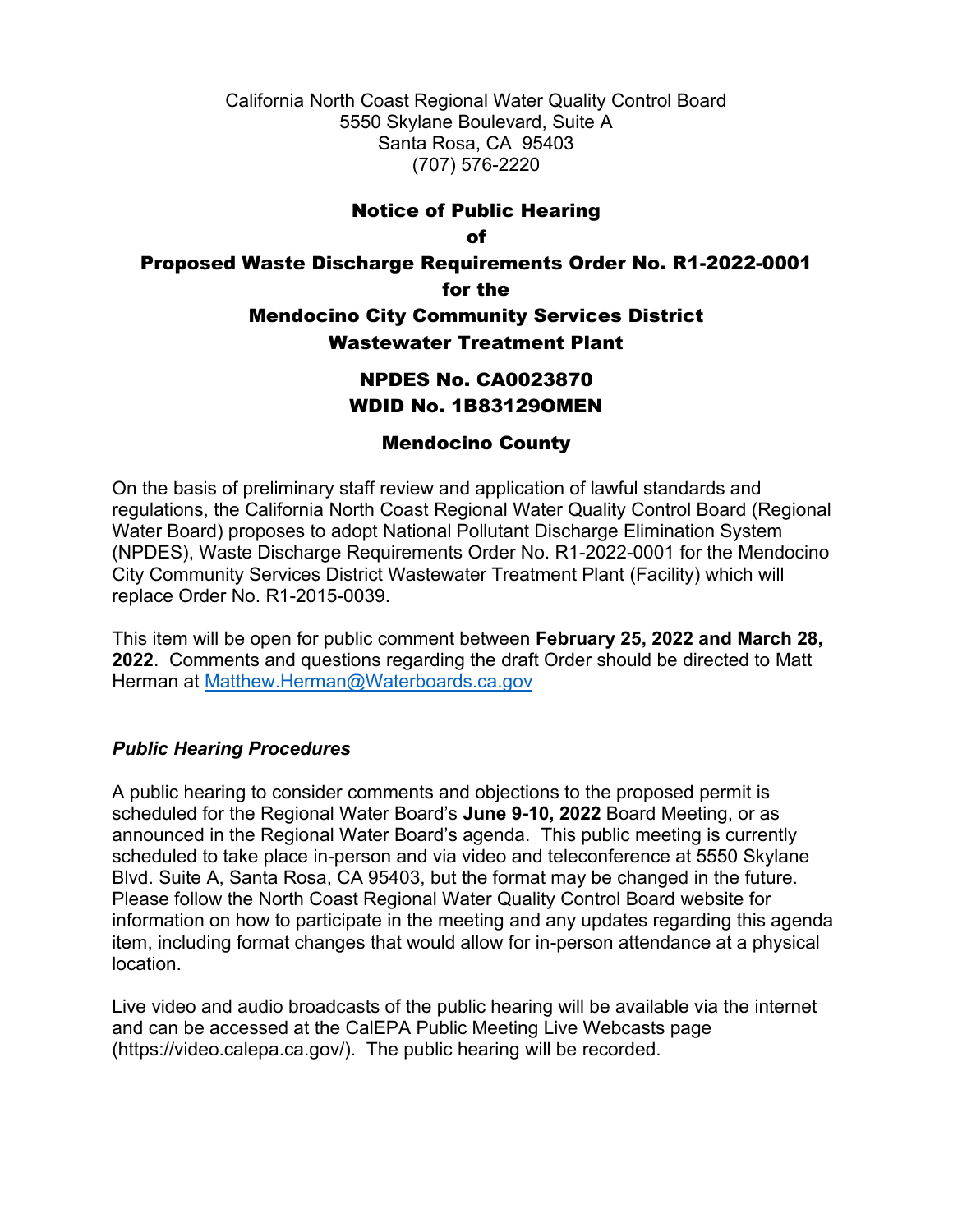California North Coast Regional Water Quality Control Board
5550 Skylane Boulevard, Suite A
Santa Rosa, CA 95403
(707) 576-2220

# Notice of Public Hearing
# of
# Proposed Waste Discharge Requirements Order No. R1-2022-0001
# for the
# Mendocino City Community Services District
# Wastewater Treatment Plant

## NPDES No. CA0023870
## WDID No. 1B83129OMEN

## Mendocino County

On the basis of preliminary staff review and application of lawful standards and regulations, the California North Coast Regional Water Quality Control Board (Regional Water Board) proposes to adopt National Pollutant Discharge Elimination System (NPDES), Waste Discharge Requirements Order No. R1-2022-0001 for the Mendocino City Community Services District Wastewater Treatment Plant (Facility) which will replace Order No. R1-2015-0039.

This item will be open for public comment between **February 25, 2022 and March 28, 2022**. Comments and questions regarding the draft Order should be directed to Matt Herman at [Matthew.Herman@Waterboards.ca.gov](mailto:Matthew.Herman@Waterboards.ca.gov)

### *Public Hearing Procedures*

A public hearing to consider comments and objections to the proposed permit is scheduled for the Regional Water Board's **June 9-10, 2022** Board Meeting, or as announced in the Regional Water Board's agenda. This public meeting is currently scheduled to take place in-person and via video and teleconference at 5550 Skylane Blvd. Suite A, Santa Rosa, CA 95403, but the format may be changed in the future. Please follow the North Coast Regional Water Quality Control Board website for information on how to participate in the meeting and any updates regarding this agenda item, including format changes that would allow for in-person attendance at a physical location.

Live video and audio broadcasts of the public hearing will be available via the internet and can be accessed at the CalEPA Public Meeting Live Webcasts page (https://video.calepa.ca.gov/). The public hearing will be recorded.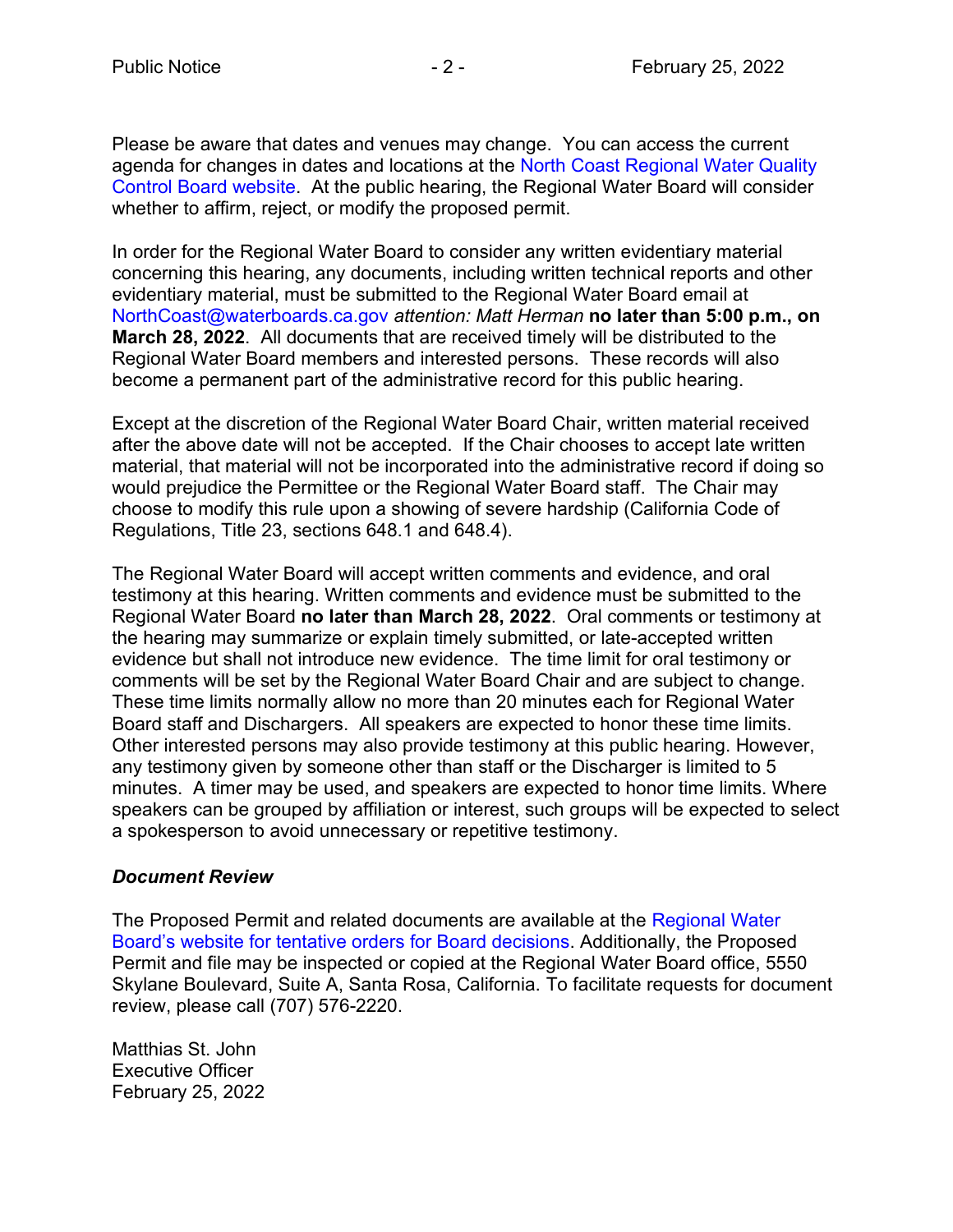Please be aware that dates and venues may change. You can access the current agenda for changes in dates and locations at the North Coast Regional Water Quality Control Board website. At the public hearing, the Regional Water Board will consider whether to affirm, reject, or modify the proposed permit.

In order for the Regional Water Board to consider any written evidentiary material concerning this hearing, any documents, including written technical reports and other evidentiary material, must be submitted to the Regional Water Board email at NorthCoast@waterboards.ca.gov *attention: Matt Herman* **no later than 5:00 p.m., on March 28, 2022**. All documents that are received timely will be distributed to the Regional Water Board members and interested persons. These records will also become a permanent part of the administrative record for this public hearing.

Except at the discretion of the Regional Water Board Chair, written material received after the above date will not be accepted. If the Chair chooses to accept late written material, that material will not be incorporated into the administrative record if doing so would prejudice the Permittee or the Regional Water Board staff. The Chair may choose to modify this rule upon a showing of severe hardship (California Code of Regulations, Title 23, sections 648.1 and 648.4).

The Regional Water Board will accept written comments and evidence, and oral testimony at this hearing. Written comments and evidence must be submitted to the Regional Water Board **no later than March 28, 2022**. Oral comments or testimony at the hearing may summarize or explain timely submitted, or late-accepted written evidence but shall not introduce new evidence. The time limit for oral testimony or comments will be set by the Regional Water Board Chair and are subject to change. These time limits normally allow no more than 20 minutes each for Regional Water Board staff and Dischargers. All speakers are expected to honor these time limits. Other interested persons may also provide testimony at this public hearing. However, any testimony given by someone other than staff or the Discharger is limited to 5 minutes. A timer may be used, and speakers are expected to honor time limits. Where speakers can be grouped by affiliation or interest, such groups will be expected to select a spokesperson to avoid unnecessary or repetitive testimony.

### *Document Review*

The Proposed Permit and related documents are available at the Regional Water Board's website for tentative orders for Board decisions. Additionally, the Proposed Permit and file may be inspected or copied at the Regional Water Board office, 5550 Skylane Boulevard, Suite A, Santa Rosa, California. To facilitate requests for document review, please call (707) 576-2220.

Matthias St. John
Executive Officer
February 25, 2022